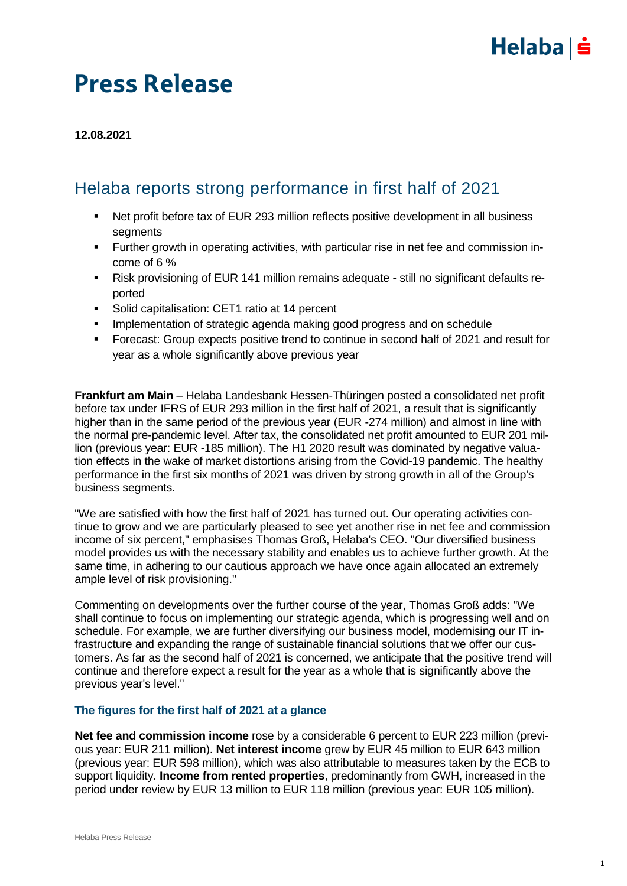# Press Release

**12.08.2021**

## Helaba reports strong performance in first half of 2021

- Net profit before tax of EUR 293 million reflects positive development in all business segments
- Further growth in operating activities, with particular rise in net fee and commission income of 6 %
- Risk provisioning of EUR 141 million remains adequate - still no significant defaults reported
- Solid capitalisation: CET1 ratio at 14 percent
- Implementation of strategic agenda making good progress and on schedule
- Forecast: Group expects positive trend to continue in second half of 2021 and result for year as a whole significantly above previous year

**Frankfurt am Main** – Helaba Landesbank Hessen-Thüringen posted a consolidated net profit before tax under IFRS of EUR 293 million in the first half of 2021, a result that is significantly higher than in the same period of the previous year (EUR -274 million) and almost in line with the normal pre-pandemic level. After tax, the consolidated net profit amounted to EUR 201 million (previous year: EUR -185 million). The H1 2020 result was dominated by negative valuation effects in the wake of market distortions arising from the Covid-19 pandemic. The healthy performance in the first six months of 2021 was driven by strong growth in all of the Group's business segments.

"We are satisfied with how the first half of 2021 has turned out. Our operating activities continue to grow and we are particularly pleased to see yet another rise in net fee and commission income of six percent," emphasises Thomas Groß, Helaba's CEO. "Our diversified business model provides us with the necessary stability and enables us to achieve further growth. At the same time, in adhering to our cautious approach we have once again allocated an extremely ample level of risk provisioning."

Commenting on developments over the further course of the year, Thomas Groß adds: "We shall continue to focus on implementing our strategic agenda, which is progressing well and on schedule. For example, we are further diversifying our business model, modernising our IT infrastructure and expanding the range of sustainable financial solutions that we offer our customers. As far as the second half of 2021 is concerned, we anticipate that the positive trend will continue and therefore expect a result for the year as a whole that is significantly above the previous year's level."

### The figures for the first half of 2021 at a glance

**Net fee and commission income** rose by a considerable 6 percent to EUR 223 million (previous year: EUR 211 million). **Net interest income** grew by EUR 45 million to EUR 643 million (previous year: EUR 598 million), which was also attributable to measures taken by the ECB to support liquidity. **Income from rented properties**, predominantly from GWH, increased in the period under review by EUR 13 million to EUR 118 million (previous year: EUR 105 million).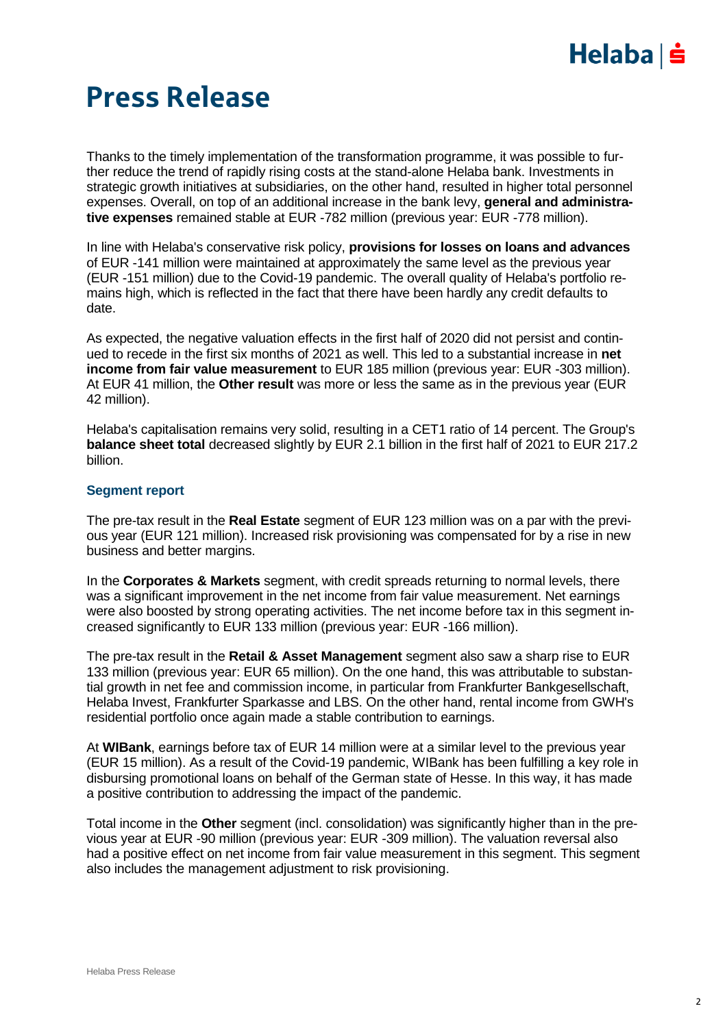# Press Release

Thanks to the timely implementation of the transformation programme, it was possible to further reduce the trend of rapidly rising costs at the stand-alone Helaba bank. Investments in strategic growth initiatives at subsidiaries, on the other hand, resulted in higher total personnel expenses. Overall, on top of an additional increase in the bank levy, **general and administrative expenses** remained stable at EUR -782 million (previous year: EUR -778 million).

In line with Helaba's conservative risk policy, **provisions for losses on loans and advances** of EUR -141 million were maintained at approximately the same level as the previous year (EUR -151 million) due to the Covid-19 pandemic. The overall quality of Helaba's portfolio remains high, which is reflected in the fact that there have been hardly any credit defaults to date.

As expected, the negative valuation effects in the first half of 2020 did not persist and continued to recede in the first six months of 2021 as well. This led to a substantial increase in **net income from fair value measurement** to EUR 185 million (previous year: EUR -303 million). At EUR 41 million, the **Other result** was more or less the same as in the previous year (EUR 42 million).

Helaba's capitalisation remains very solid, resulting in a CET1 ratio of 14 percent. The Group's **balance sheet total** decreased slightly by EUR 2.1 billion in the first half of 2021 to EUR 217.2 billion.

### Segment report

The pre-tax result in the **Real Estate** segment of EUR 123 million was on a par with the previous year (EUR 121 million). Increased risk provisioning was compensated for by a rise in new business and better margins.

In the **Corporates & Markets** segment, with credit spreads returning to normal levels, there was a significant improvement in the net income from fair value measurement. Net earnings were also boosted by strong operating activities. The net income before tax in this segment increased significantly to EUR 133 million (previous year: EUR -166 million).

The pre-tax result in the **Retail & Asset Management** segment also saw a sharp rise to EUR 133 million (previous year: EUR 65 million). On the one hand, this was attributable to substantial growth in net fee and commission income, in particular from Frankfurter Bankgesellschaft, Helaba Invest, Frankfurter Sparkasse and LBS. On the other hand, rental income from GWH's residential portfolio once again made a stable contribution to earnings.

At **WIBank**, earnings before tax of EUR 14 million were at a similar level to the previous year (EUR 15 million). As a result of the Covid-19 pandemic, WIBank has been fulfilling a key role in disbursing promotional loans on behalf of the German state of Hesse. In this way, it has made a positive contribution to addressing the impact of the pandemic.

Total income in the **Other** segment (incl. consolidation) was significantly higher than in the previous year at EUR -90 million (previous year: EUR -309 million). The valuation reversal also had a positive effect on net income from fair value measurement in this segment. This segment also includes the management adjustment to risk provisioning.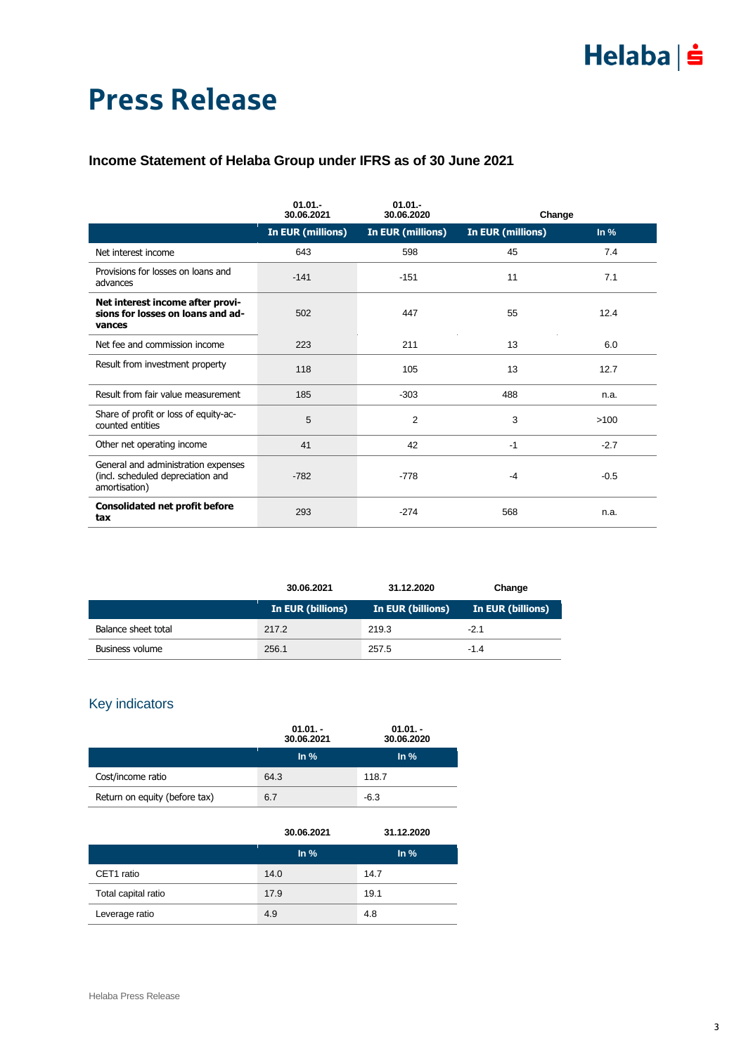# Press Release

### Income Statement of Helaba Group under IFRS as of 30 June 2021

| | 01.01.- 30.06.2021 | 01.01.- 30.06.2020 | Change | |
|---|---|---|---|---|
| | In EUR (millions) | In EUR (millions) | In EUR (millions) | In % |
| Net interest income | 643 | 598 | 45 | 7.4 |
| Provisions for losses on loans and advances | -141 | -151 | 11 | 7.1 |
| **Net interest income after provisions for losses on loans and advances** | 502 | 447 | 55 | 12.4 |
| Net fee and commission income | 223 | 211 | 13 | 6.0 |
| Result from investment property | 118 | 105 | 13 | 12.7 |
| Result from fair value measurement | 185 | -303 | 488 | n.a. |
| Share of profit or loss of equity-accounted entities | 5 | 2 | 3 | >100 |
| Other net operating income | 41 | 42 | -1 | -2.7 |
| General and administration expenses (incl. scheduled depreciation and amortisation) | -782 | -778 | -4 | -0.5 |
| **Consolidated net profit before tax** | 293 | -274 | 568 | n.a. |

| | 30.06.2021 | 31.12.2020 | Change |
|---|---|---|---|
| | In EUR (billions) | In EUR (billions) | In EUR (billions) |
| Balance sheet total | 217.2 | 219.3 | -2.1 |
| Business volume | 256.1 | 257.5 | -1.4 |

## Key indicators

| | 01.01. - 30.06.2021 | 01.01. - 30.06.2020 |
|---|---|---|
| | In % | In % |
| Cost/income ratio | 64.3 | 118.7 |
| Return on equity (before tax) | 6.7 | -6.3 |

| | 30.06.2021 | 31.12.2020 |
|---|---|---|
| | In % | In % |
| CET1 ratio | 14.0 | 14.7 |
| Total capital ratio | 17.9 | 19.1 |
| Leverage ratio | 4.9 | 4.8 |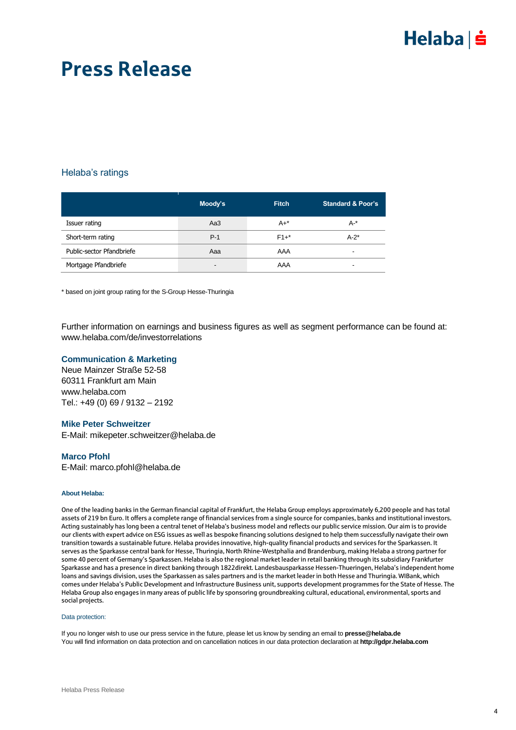# Press Release

## Helaba's ratings

| | Moody's | Fitch | Standard & Poor's |
|---|---|---|---|
| Issuer rating | Aa3 | A+* | A-* |
| Short-term rating | P-1 | F1+* | A-2* |
| Public-sector Pfandbriefe | Aaa | AAA | - |
| Mortgage Pfandbriefe | - | AAA | - |

* based on joint group rating for the S-Group Hesse-Thuringia

Further information on earnings and business figures as well as segment performance can be found at: www.helaba.com/de/investorrelations

**Communication & Marketing**
Neue Mainzer Straße 52-58
60311 Frankfurt am Main
www.helaba.com
Tel.: +49 (0) 69 / 9132 – 2192

**Mike Peter Schweitzer**
E-Mail: mikepeter.schweitzer@helaba.de

**Marco Pfohl**
E-Mail: marco.pfohl@helaba.de

**About Helaba:**

One of the leading banks in the German financial capital of Frankfurt, the Helaba Group employs approximately 6,200 people and has total assets of 219 bn Euro. It offers a complete range of financial services from a single source for companies, banks and institutional investors. Acting sustainably has long been a central tenet of Helaba's business model and reflects our public service mission. Our aim is to provide our clients with expert advice on ESG issues as well as bespoke financing solutions designed to help them successfully navigate their own transition towards a sustainable future. Helaba provides innovative, high-quality financial products and services for the Sparkassen. It serves as the Sparkasse central bank for Hesse, Thuringia, North Rhine-Westphalia and Brandenburg, making Helaba a strong partner for some 40 percent of Germany's Sparkassen. Helaba is also the regional market leader in retail banking through its subsidiary Frankfurter Sparkasse and has a presence in direct banking through 1822direkt. Landesbausparkasse Hessen-Thueringen, Helaba's independent home loans and savings division, uses the Sparkassen as sales partners and is the market leader in both Hesse and Thuringia. WIBank, which comes under Helaba's Public Development and Infrastructure Business unit, supports development programmes for the State of Hesse. The Helaba Group also engages in many areas of public life by sponsoring groundbreaking cultural, educational, environmental, sports and social projects.

Data protection:

If you no longer wish to use our press service in the future, please let us know by sending an email to **presse@helaba.de**
You will find information on data protection and on cancellation notices in our data protection declaration at **http://gdpr.helaba.com**